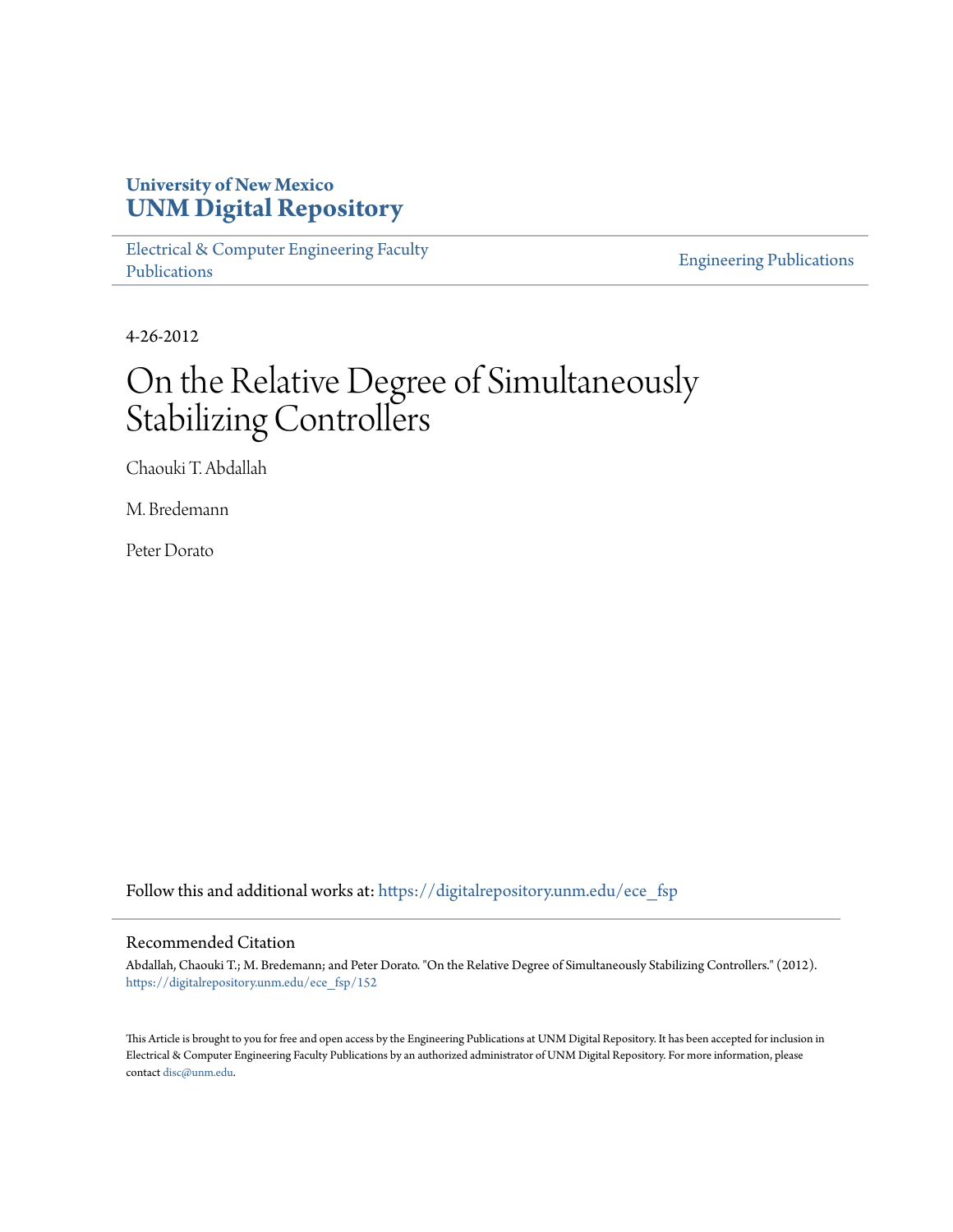**University of New Mexico**
**UNM Digital Repository**

Electrical & Computer Engineering Faculty Publications

Engineering Publications

4-26-2012

# On the Relative Degree of Simultaneously Stabilizing Controllers

Chaouki T. Abdallah

M. Bredemann

Peter Dorato

Follow this and additional works at: https://digitalrepository.unm.edu/ece_fsp

## Recommended Citation

Abdallah, Chaouki T.; M. Bredemann; and Peter Dorato. "On the Relative Degree of Simultaneously Stabilizing Controllers." (2012). https://digitalrepository.unm.edu/ece_fsp/152

This Article is brought to you for free and open access by the Engineering Publications at UNM Digital Repository. It has been accepted for inclusion in Electrical & Computer Engineering Faculty Publications by an authorized administrator of UNM Digital Repository. For more information, please contact disc@unm.edu.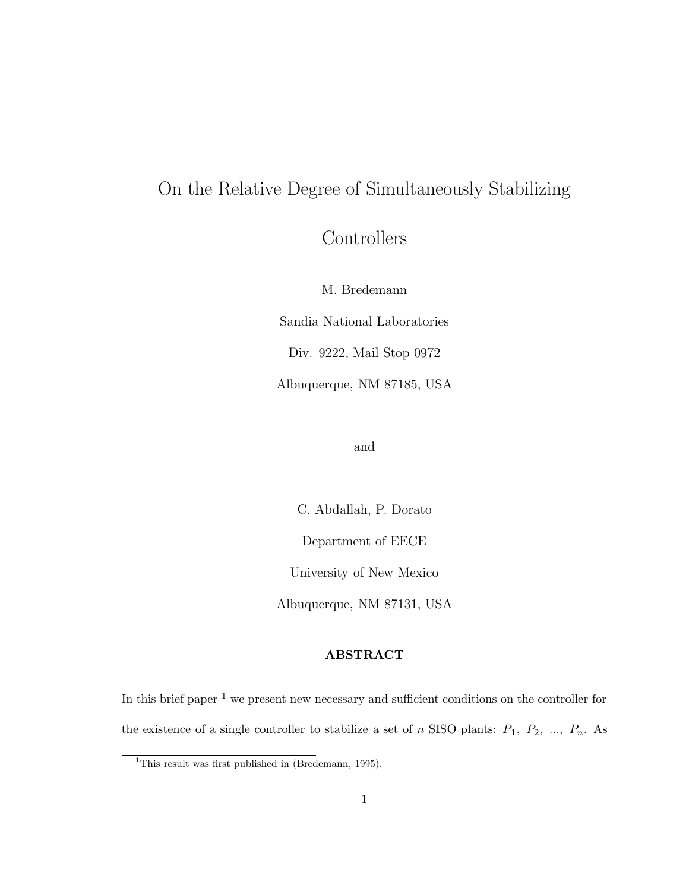# On the Relative Degree of Simultaneously Stabilizing Controllers

M. Bredemann

Sandia National Laboratories

Div. 9222, Mail Stop 0972

Albuquerque, NM 87185, USA

and

C. Abdallah, P. Dorato

Department of EECE

University of New Mexico

Albuquerque, NM 87131, USA

**ABSTRACT**

In this brief paper [1] we present new necessary and sufficient conditions on the controller for the existence of a single controller to stabilize a set of $n$ SISO plants: $P_1,\ P_2,\ ...,\ P_n$. As

[1] This result was first published in (Bredemann, 1995).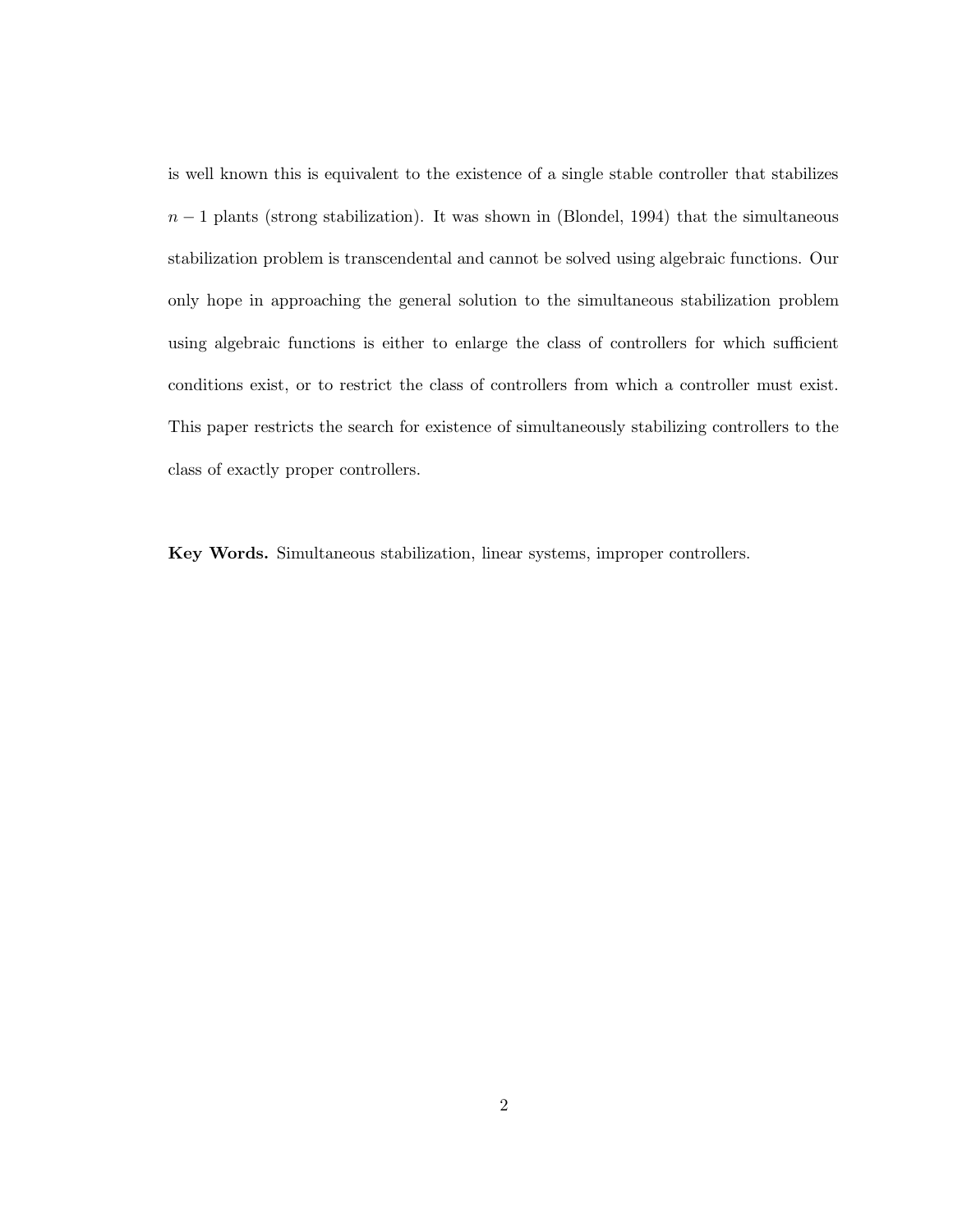is well known this is equivalent to the existence of a single stable controller that stabilizes $n-1$ plants (strong stabilization). It was shown in (Blondel, 1994) that the simultaneous stabilization problem is transcendental and cannot be solved using algebraic functions. Our only hope in approaching the general solution to the simultaneous stabilization problem using algebraic functions is either to enlarge the class of controllers for which sufficient conditions exist, or to restrict the class of controllers from which a controller must exist. This paper restricts the search for existence of simultaneously stabilizing controllers to the class of exactly proper controllers.

**Key Words.** Simultaneous stabilization, linear systems, improper controllers.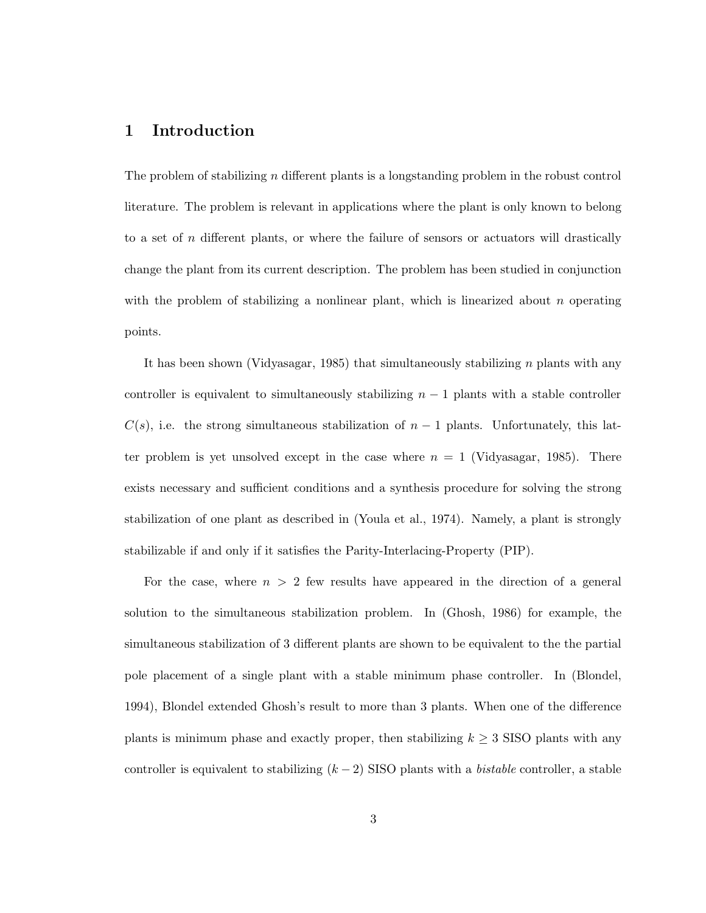# 1 Introduction

The problem of stabilizing $n$ different plants is a longstanding problem in the robust control literature. The problem is relevant in applications where the plant is only known to belong to a set of $n$ different plants, or where the failure of sensors or actuators will drastically change the plant from its current description. The problem has been studied in conjunction with the problem of stabilizing a nonlinear plant, which is linearized about $n$ operating points.

It has been shown (Vidyasagar, 1985) that simultaneously stabilizing $n$ plants with any controller is equivalent to simultaneously stabilizing $n-1$ plants with a stable controller $C(s)$, i.e. the strong simultaneous stabilization of $n-1$ plants. Unfortunately, this latter problem is yet unsolved except in the case where $n=1$ (Vidyasagar, 1985). There exists necessary and sufficient conditions and a synthesis procedure for solving the strong stabilization of one plant as described in (Youla et al., 1974). Namely, a plant is strongly stabilizable if and only if it satisfies the Parity-Interlacing-Property (PIP).

For the case, where $n > 2$ few results have appeared in the direction of a general solution to the simultaneous stabilization problem. In (Ghosh, 1986) for example, the simultaneous stabilization of 3 different plants are shown to be equivalent to the the partial pole placement of a single plant with a stable minimum phase controller. In (Blondel, 1994), Blondel extended Ghosh's result to more than 3 plants. When one of the difference plants is minimum phase and exactly proper, then stabilizing $k \geq 3$ SISO plants with any controller is equivalent to stabilizing $(k-2)$ SISO plants with a *bistable* controller, a stable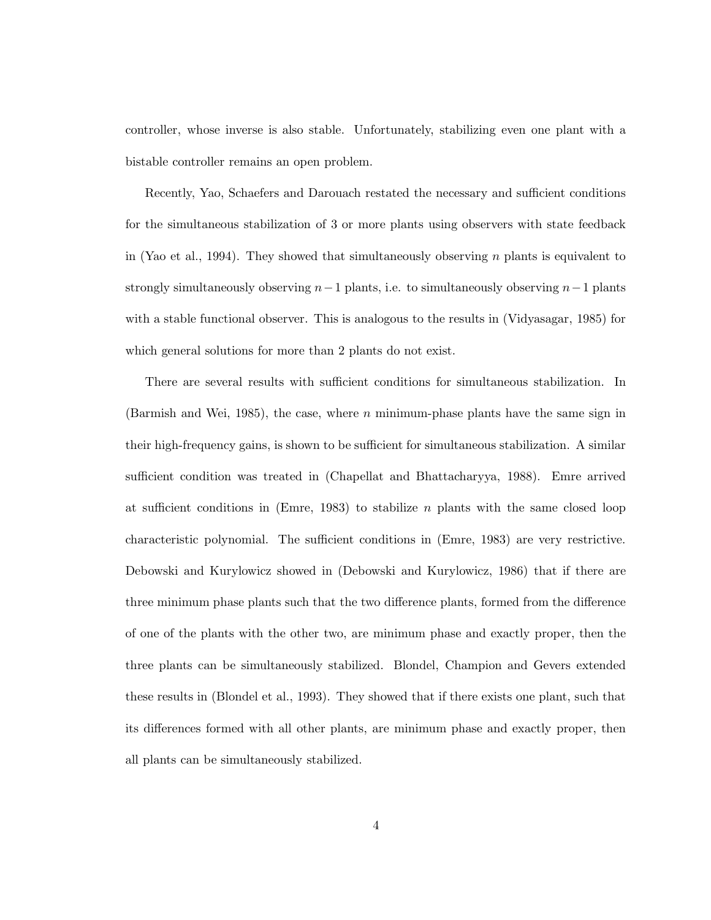controller, whose inverse is also stable. Unfortunately, stabilizing even one plant with a bistable controller remains an open problem.

Recently, Yao, Schaefers and Darouach restated the necessary and sufficient conditions for the simultaneous stabilization of 3 or more plants using observers with state feedback in (Yao et al., 1994). They showed that simultaneously observing $n$ plants is equivalent to strongly simultaneously observing $n-1$ plants, i.e. to simultaneously observing $n-1$ plants with a stable functional observer. This is analogous to the results in (Vidyasagar, 1985) for which general solutions for more than 2 plants do not exist.

There are several results with sufficient conditions for simultaneous stabilization. In (Barmish and Wei, 1985), the case, where $n$ minimum-phase plants have the same sign in their high-frequency gains, is shown to be sufficient for simultaneous stabilization. A similar sufficient condition was treated in (Chapellat and Bhattacharyya, 1988). Emre arrived at sufficient conditions in (Emre, 1983) to stabilize $n$ plants with the same closed loop characteristic polynomial. The sufficient conditions in (Emre, 1983) are very restrictive. Debowski and Kurylowicz showed in (Debowski and Kurylowicz, 1986) that if there are three minimum phase plants such that the two difference plants, formed from the difference of one of the plants with the other two, are minimum phase and exactly proper, then the three plants can be simultaneously stabilized. Blondel, Champion and Gevers extended these results in (Blondel et al., 1993). They showed that if there exists one plant, such that its differences formed with all other plants, are minimum phase and exactly proper, then all plants can be simultaneously stabilized.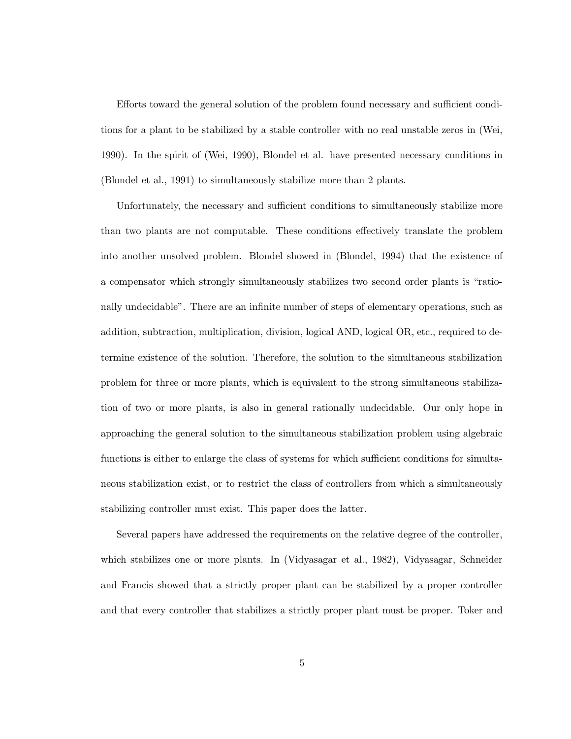Efforts toward the general solution of the problem found necessary and sufficient conditions for a plant to be stabilized by a stable controller with no real unstable zeros in (Wei, 1990). In the spirit of (Wei, 1990), Blondel et al. have presented necessary conditions in (Blondel et al., 1991) to simultaneously stabilize more than 2 plants.

Unfortunately, the necessary and sufficient conditions to simultaneously stabilize more than two plants are not computable. These conditions effectively translate the problem into another unsolved problem. Blondel showed in (Blondel, 1994) that the existence of a compensator which strongly simultaneously stabilizes two second order plants is "rationally undecidable". There are an infinite number of steps of elementary operations, such as addition, subtraction, multiplication, division, logical AND, logical OR, etc., required to determine existence of the solution. Therefore, the solution to the simultaneous stabilization problem for three or more plants, which is equivalent to the strong simultaneous stabilization of two or more plants, is also in general rationally undecidable. Our only hope in approaching the general solution to the simultaneous stabilization problem using algebraic functions is either to enlarge the class of systems for which sufficient conditions for simultaneous stabilization exist, or to restrict the class of controllers from which a simultaneously stabilizing controller must exist. This paper does the latter.

Several papers have addressed the requirements on the relative degree of the controller, which stabilizes one or more plants. In (Vidyasagar et al., 1982), Vidyasagar, Schneider and Francis showed that a strictly proper plant can be stabilized by a proper controller and that every controller that stabilizes a strictly proper plant must be proper. Toker and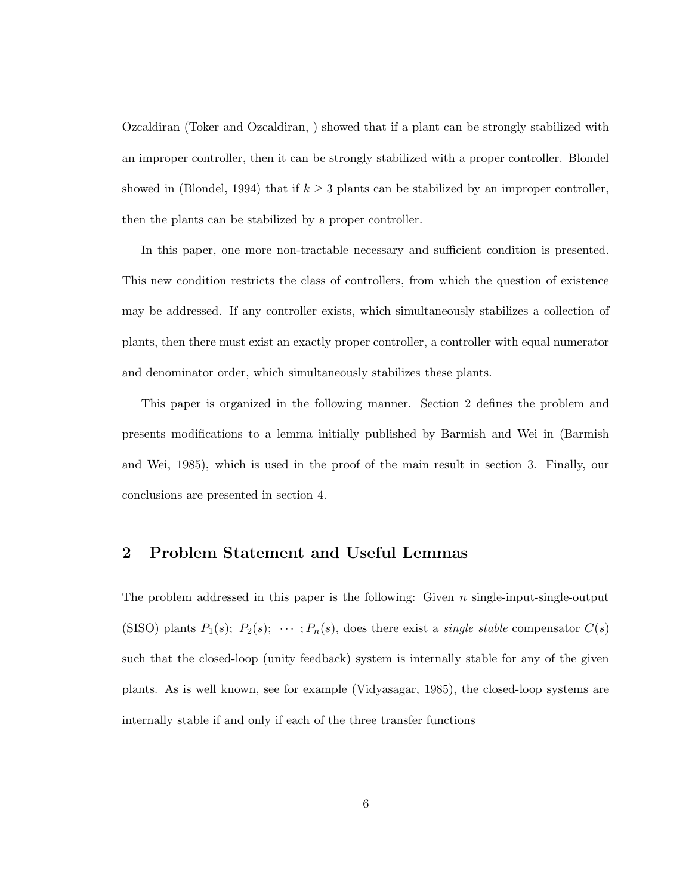Ozcaldiran (Toker and Ozcaldiran, ) showed that if a plant can be strongly stabilized with an improper controller, then it can be strongly stabilized with a proper controller. Blondel showed in (Blondel, 1994) that if $k \geq 3$ plants can be stabilized by an improper controller, then the plants can be stabilized by a proper controller.

In this paper, one more non-tractable necessary and sufficient condition is presented. This new condition restricts the class of controllers, from which the question of existence may be addressed. If any controller exists, which simultaneously stabilizes a collection of plants, then there must exist an exactly proper controller, a controller with equal numerator and denominator order, which simultaneously stabilizes these plants.

This paper is organized in the following manner. Section 2 defines the problem and presents modifications to a lemma initially published by Barmish and Wei in (Barmish and Wei, 1985), which is used in the proof of the main result in section 3. Finally, our conclusions are presented in section 4.

## 2 Problem Statement and Useful Lemmas

The problem addressed in this paper is the following: Given $n$ single-input-single-output (SISO) plants $P_1(s);\ P_2(s);\ \cdots\ ; P_n(s)$, does there exist a *single stable* compensator $C(s)$ such that the closed-loop (unity feedback) system is internally stable for any of the given plants. As is well known, see for example (Vidyasagar, 1985), the closed-loop systems are internally stable if and only if each of the three transfer functions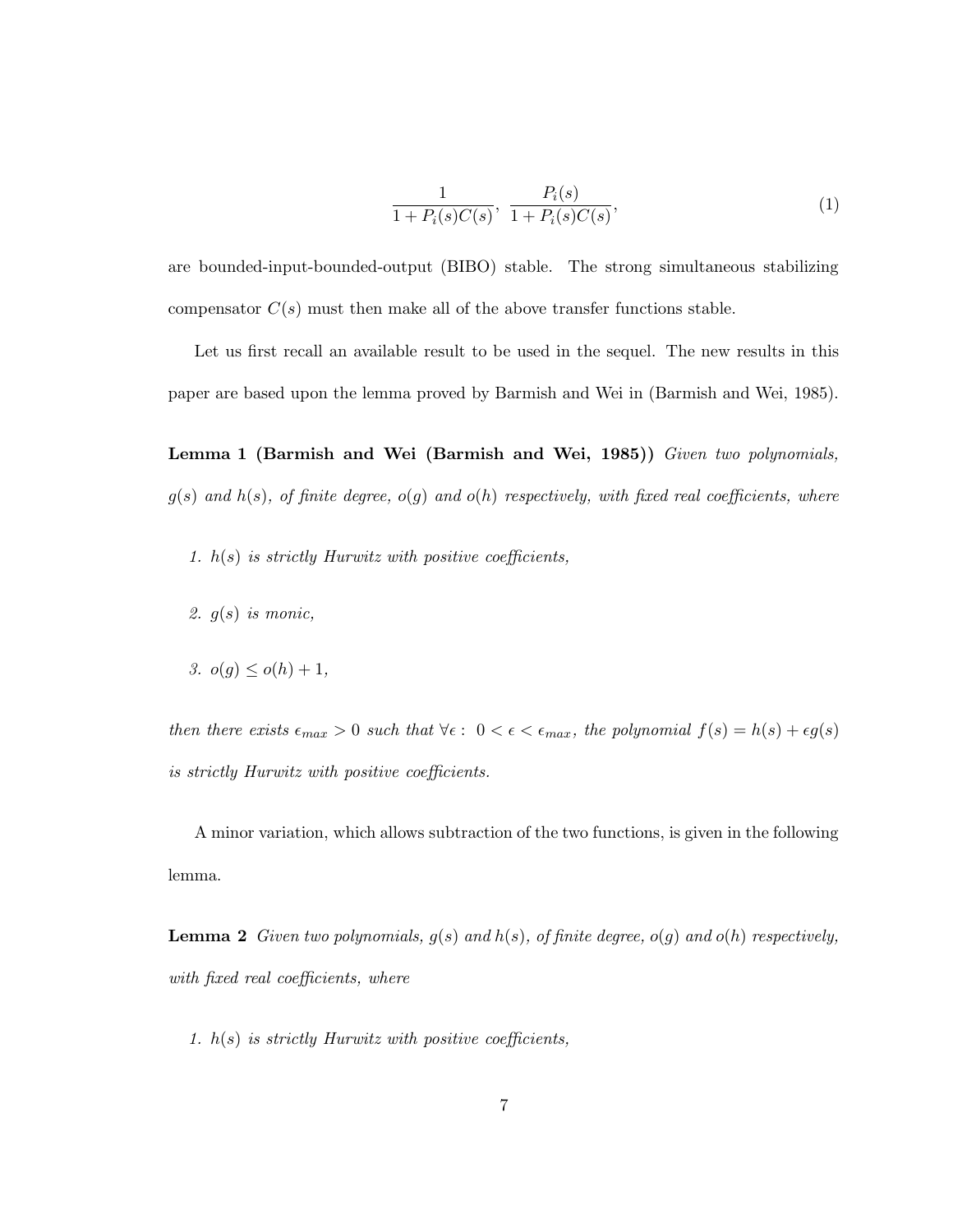$$\frac{1}{1 + P_i(s)C(s)}, \; \frac{P_i(s)}{1 + P_i(s)C(s)}, \tag{1}$$

are bounded-input-bounded-output (BIBO) stable. The strong simultaneous stabilizing compensator $C(s)$ must then make all of the above transfer functions stable.

Let us first recall an available result to be used in the sequel. The new results in this paper are based upon the lemma proved by Barmish and Wei in (Barmish and Wei, 1985).

**Lemma 1 (Barmish and Wei (Barmish and Wei, 1985))** *Given two polynomials, $g(s)$ and $h(s)$, of finite degree, $o(g)$ and $o(h)$ respectively, with fixed real coefficients, where*

1. *$h(s)$ is strictly Hurwitz with positive coefficients,*
2. *$g(s)$ is monic,*
3. *$o(g) \leq o(h) + 1$,*

*then there exists $\epsilon_{max} > 0$ such that $\forall \epsilon : \; 0 < \epsilon < \epsilon_{max}$, the polynomial $f(s) = h(s) + \epsilon g(s)$ is strictly Hurwitz with positive coefficients.*

A minor variation, which allows subtraction of the two functions, is given in the following lemma.

**Lemma 2** *Given two polynomials, $g(s)$ and $h(s)$, of finite degree, $o(g)$ and $o(h)$ respectively, with fixed real coefficients, where*

1. *$h(s)$ is strictly Hurwitz with positive coefficients,*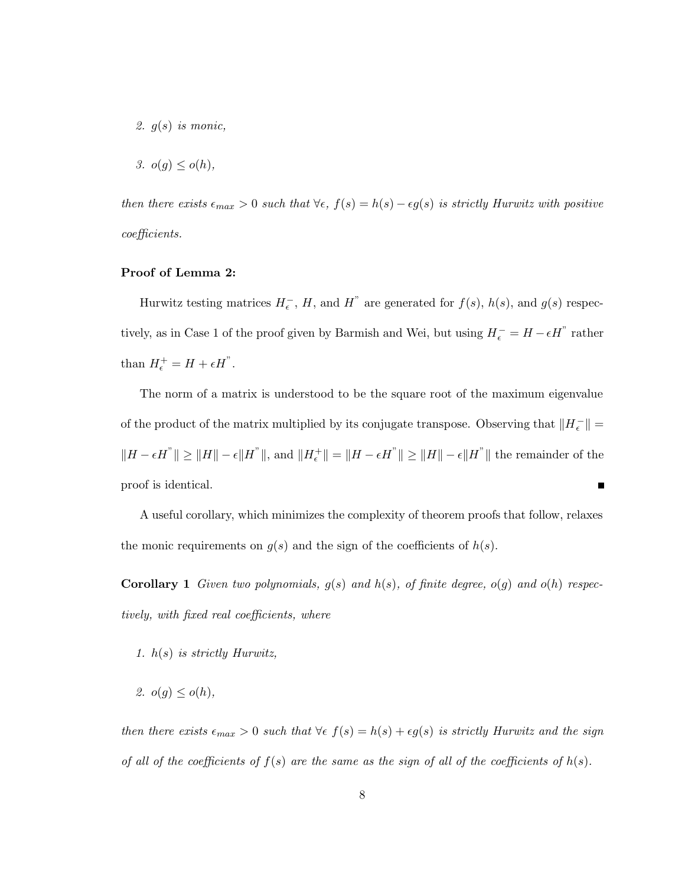2. $g(s)$ *is monic,*

3. $o(g) \leq o(h)$,

*then there exists* $\epsilon_{max} > 0$ *such that* $\forall \epsilon$, $f(s) = h(s) - \epsilon g(s)$ *is strictly Hurwitz with positive coefficients.*

**Proof of Lemma 2:**

Hurwitz testing matrices $H_{\epsilon}^{-}$, $H$, and $H^{"}$ are generated for $f(s)$, $h(s)$, and $g(s)$ respectively, as in Case 1 of the proof given by Barmish and Wei, but using $H_{\epsilon}^{-} = H - \epsilon H^{"}$ rather than $H_{\epsilon}^{+} = H + \epsilon H^{"}$.

The norm of a matrix is understood to be the square root of the maximum eigenvalue of the product of the matrix multiplied by its conjugate transpose. Observing that $\|H_{\epsilon}^{-}\| = \|H - \epsilon H^{"}\| \geq \|H\| - \epsilon \|H^{"}\|$, and $\|H_{\epsilon}^{+}\| = \|H - \epsilon H^{"}\| \geq \|H\| - \epsilon \|H^{"}\|$ the remainder of the proof is identical. ∎

A useful corollary, which minimizes the complexity of theorem proofs that follow, relaxes the monic requirements on $g(s)$ and the sign of the coefficients of $h(s)$.

**Corollary 1** *Given two polynomials,* $g(s)$ *and* $h(s)$*, of finite degree,* $o(g)$ *and* $o(h)$ *respectively, with fixed real coefficients, where*

1. $h(s)$ *is strictly Hurwitz,*

2. $o(g) \leq o(h)$,

*then there exists* $\epsilon_{max} > 0$ *such that* $\forall \epsilon$ $f(s) = h(s) + \epsilon g(s)$ *is strictly Hurwitz and the sign of all of the coefficients of* $f(s)$ *are the same as the sign of all of the coefficients of* $h(s)$.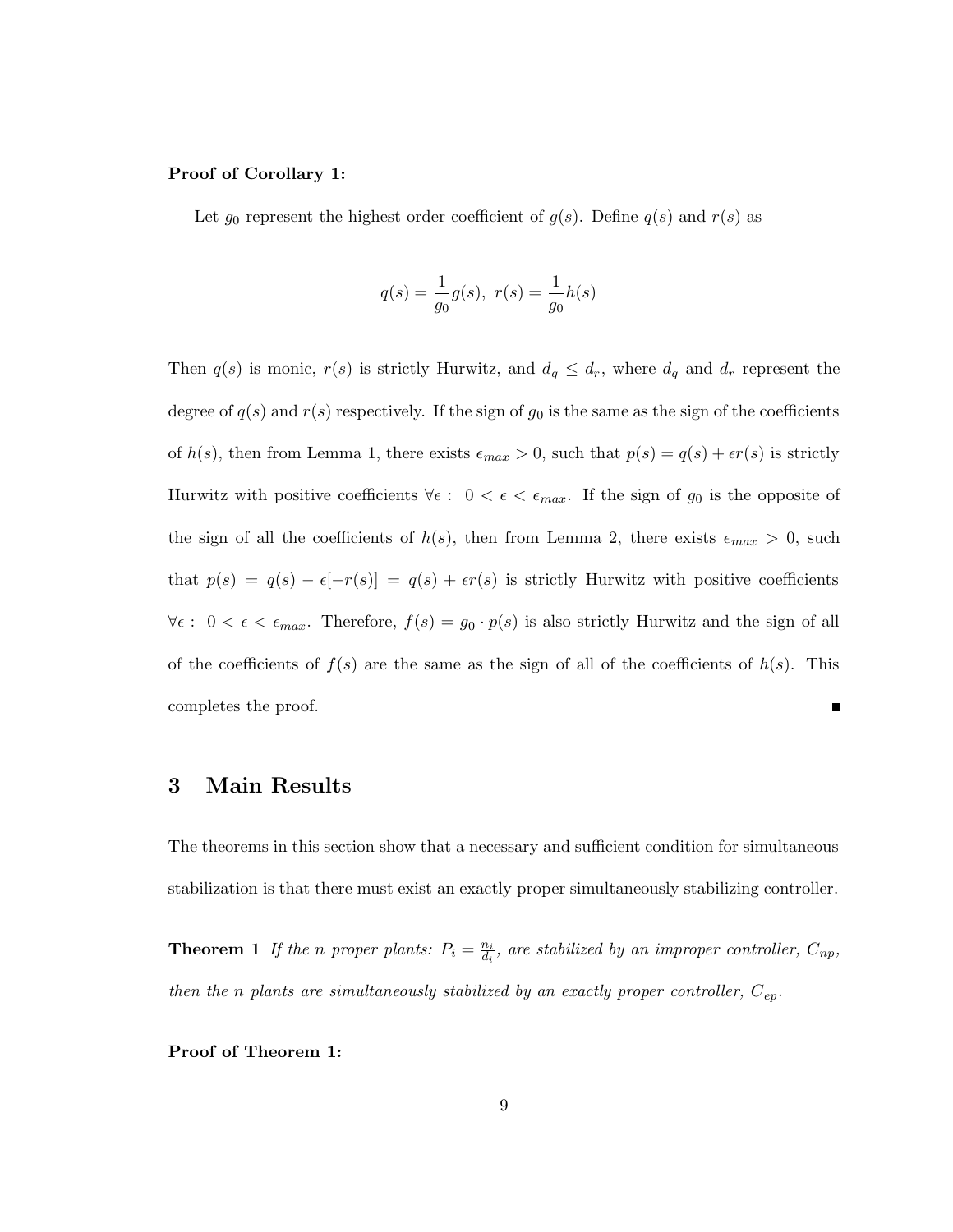**Proof of Corollary 1:**

Let $g_0$ represent the highest order coefficient of $g(s)$. Define $q(s)$ and $r(s)$ as

$$q(s) = \frac{1}{g_0} g(s), \; r(s) = \frac{1}{g_0} h(s)$$

Then $q(s)$ is monic, $r(s)$ is strictly Hurwitz, and $d_q \leq d_r$, where $d_q$ and $d_r$ represent the degree of $q(s)$ and $r(s)$ respectively. If the sign of $g_0$ is the same as the sign of the coefficients of $h(s)$, then from Lemma 1, there exists $\epsilon_{max} > 0$, such that $p(s) = q(s) + \epsilon r(s)$ is strictly Hurwitz with positive coefficients $\forall \epsilon : \; 0 < \epsilon < \epsilon_{max}$. If the sign of $g_0$ is the opposite of the sign of all the coefficients of $h(s)$, then from Lemma 2, there exists $\epsilon_{max} > 0$, such that $p(s) = q(s) - \epsilon[-r(s)] = q(s) + \epsilon r(s)$ is strictly Hurwitz with positive coefficients $\forall \epsilon : \; 0 < \epsilon < \epsilon_{max}$. Therefore, $f(s) = g_0 \cdot p(s)$ is also strictly Hurwitz and the sign of all of the coefficients of $f(s)$ are the same as the sign of all of the coefficients of $h(s)$. This completes the proof. ■

## 3 Main Results

The theorems in this section show that a necessary and sufficient condition for simultaneous stabilization is that there must exist an exactly proper simultaneously stabilizing controller.

**Theorem 1** *If the $n$ proper plants: $P_i = \frac{n_i}{d_i}$, are stabilized by an improper controller, $C_{np}$, then the $n$ plants are simultaneously stabilized by an exactly proper controller, $C_{ep}$.*

**Proof of Theorem 1:**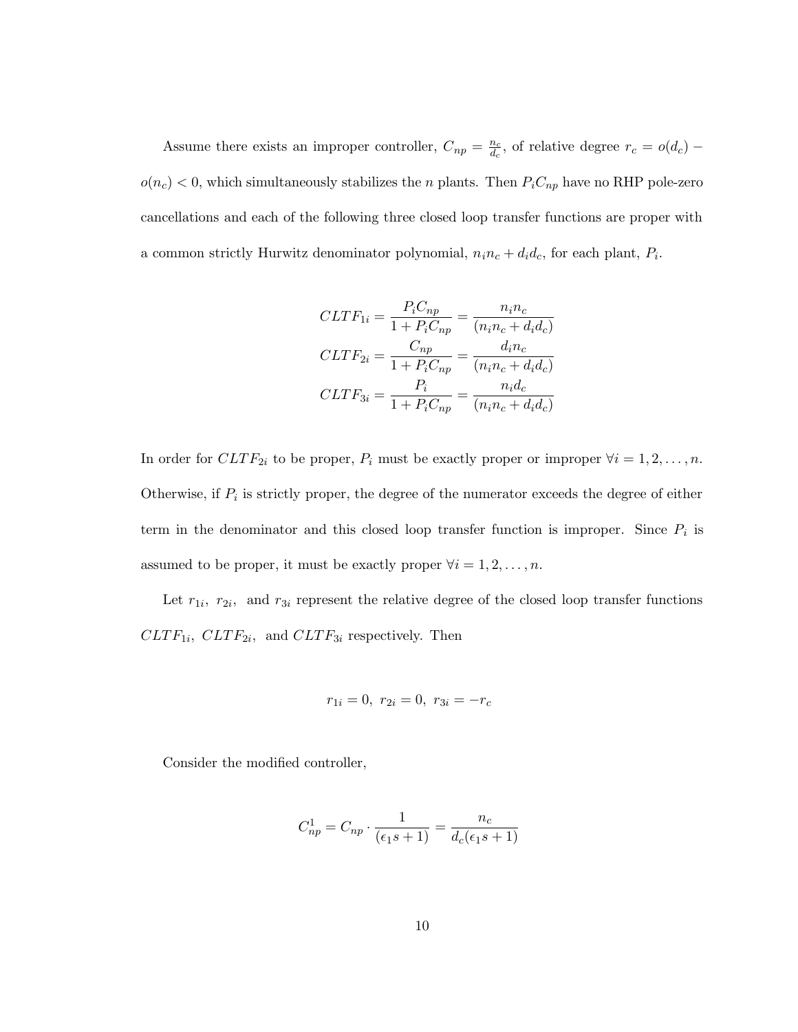Assume there exists an improper controller, $C_{np} = \frac{n_c}{d_c}$, of relative degree $r_c = o(d_c) - o(n_c) < 0$, which simultaneously stabilizes the $n$ plants. Then $P_i C_{np}$ have no RHP pole-zero cancellations and each of the following three closed loop transfer functions are proper with a common strictly Hurwitz denominator polynomial, $n_i n_c + d_i d_c$, for each plant, $P_i$.

$$
\begin{aligned}
CLTF_{1i} &= \frac{P_i C_{np}}{1 + P_i C_{np}} = \frac{n_i n_c}{(n_i n_c + d_i d_c)} \\
CLTF_{2i} &= \frac{C_{np}}{1 + P_i C_{np}} = \frac{d_i n_c}{(n_i n_c + d_i d_c)} \\
CLTF_{3i} &= \frac{P_i}{1 + P_i C_{np}} = \frac{n_i d_c}{(n_i n_c + d_i d_c)}
\end{aligned}
$$

In order for $CLTF_{2i}$ to be proper, $P_i$ must be exactly proper or improper $\forall i = 1, 2, \ldots, n$. Otherwise, if $P_i$ is strictly proper, the degree of the numerator exceeds the degree of either term in the denominator and this closed loop transfer function is improper. Since $P_i$ is assumed to be proper, it must be exactly proper $\forall i = 1, 2, \ldots, n$.

Let $r_{1i}$, $r_{2i}$, and $r_{3i}$ represent the relative degree of the closed loop transfer functions $CLTF_{1i}$, $CLTF_{2i}$, and $CLTF_{3i}$ respectively. Then

$$
r_{1i} = 0, \; r_{2i} = 0, \; r_{3i} = -r_c
$$

Consider the modified controller,

$$
C_{np}^1 = C_{np} \cdot \frac{1}{(\epsilon_1 s + 1)} = \frac{n_c}{d_c(\epsilon_1 s + 1)}
$$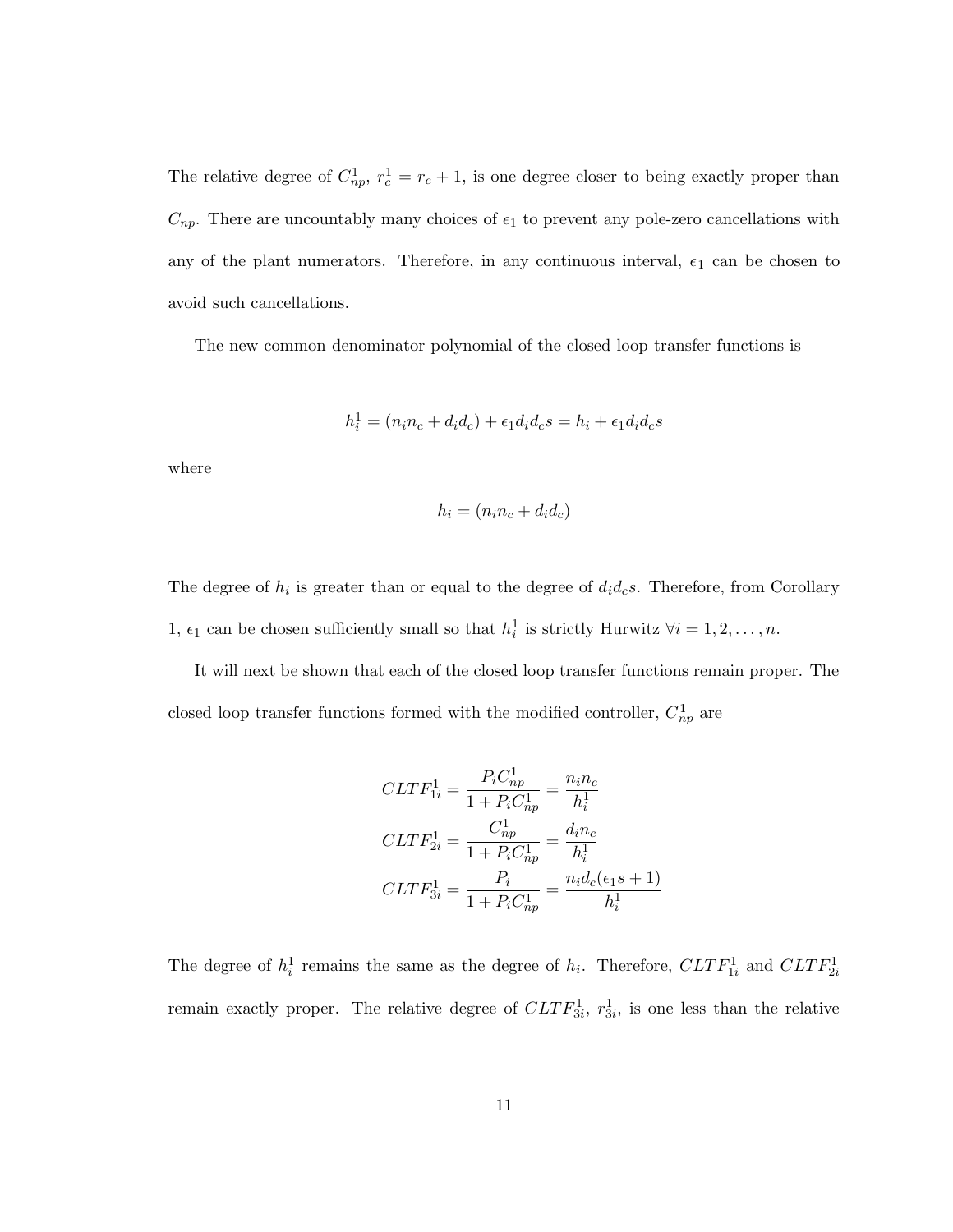The relative degree of $C^1_{np}$, $r^1_c = r_c + 1$, is one degree closer to being exactly proper than $C_{np}$. There are uncountably many choices of $\epsilon_1$ to prevent any pole-zero cancellations with any of the plant numerators. Therefore, in any continuous interval, $\epsilon_1$ can be chosen to avoid such cancellations.

The new common denominator polynomial of the closed loop transfer functions is

$$h^1_i = (n_i n_c + d_i d_c) + \epsilon_1 d_i d_c s = h_i + \epsilon_1 d_i d_c s$$

where

$$h_i = (n_i n_c + d_i d_c)$$

The degree of $h_i$ is greater than or equal to the degree of $d_i d_c s$. Therefore, from Corollary 1, $\epsilon_1$ can be chosen sufficiently small so that $h^1_i$ is strictly Hurwitz $\forall i = 1, 2, \ldots, n$.

It will next be shown that each of the closed loop transfer functions remain proper. The closed loop transfer functions formed with the modified controller, $C^1_{np}$ are

$$CLTF^1_{1i} = \frac{P_i C^1_{np}}{1 + P_i C^1_{np}} = \frac{n_i n_c}{h^1_i}$$
$$CLTF^1_{2i} = \frac{C^1_{np}}{1 + P_i C^1_{np}} = \frac{d_i n_c}{h^1_i}$$
$$CLTF^1_{3i} = \frac{P_i}{1 + P_i C^1_{np}} = \frac{n_i d_c(\epsilon_1 s + 1)}{h^1_i}$$

The degree of $h^1_i$ remains the same as the degree of $h_i$. Therefore, $CLTF^1_{1i}$ and $CLTF^1_{2i}$ remain exactly proper. The relative degree of $CLTF^1_{3i}$, $r^1_{3i}$, is one less than the relative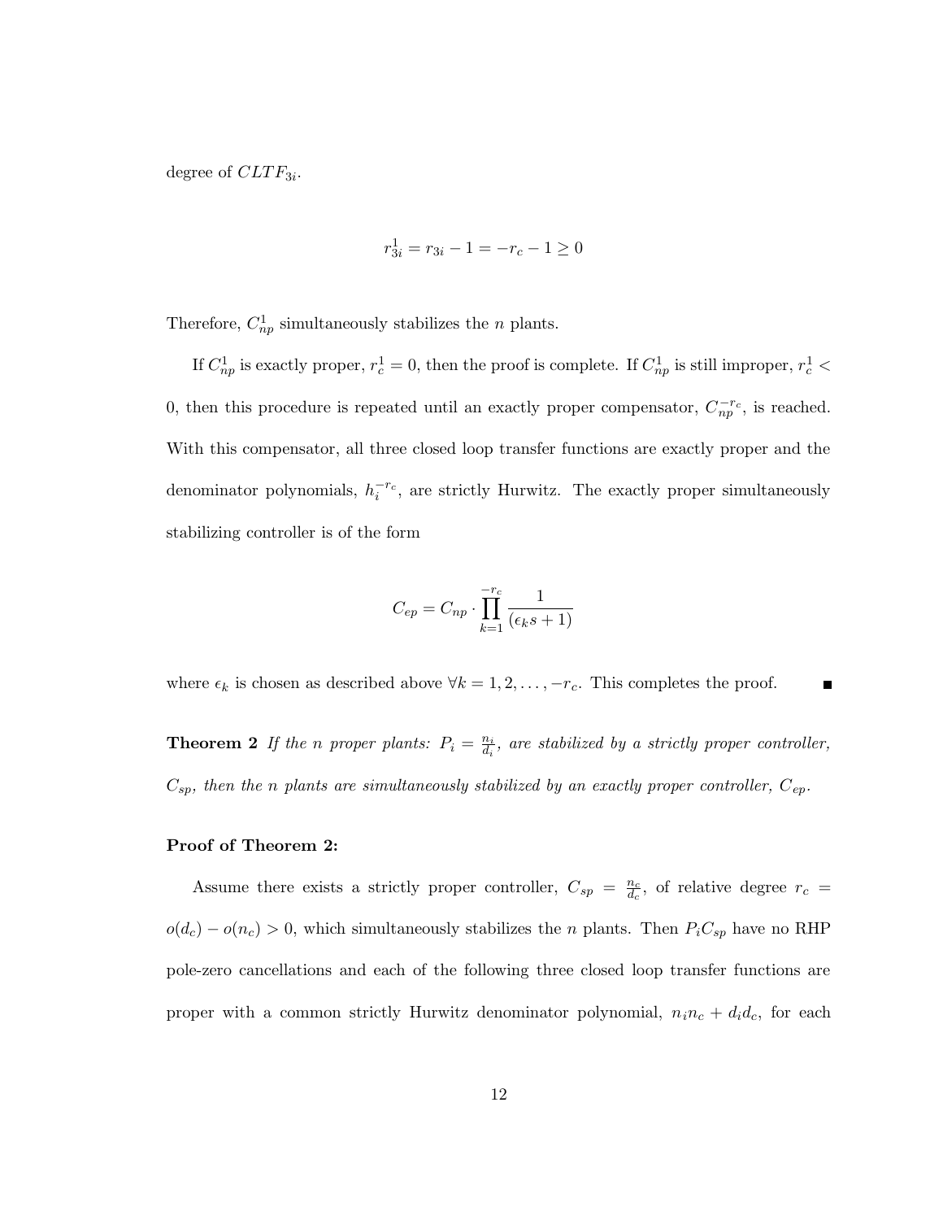degree of $CLTF_{3i}$.

$$r_{3i}^1 = r_{3i} - 1 = -r_c - 1 \geq 0$$

Therefore, $C_{np}^1$ simultaneously stabilizes the $n$ plants.

If $C_{np}^1$ is exactly proper, $r_c^1 = 0$, then the proof is complete. If $C_{np}^1$ is still improper, $r_c^1 < 0$, then this procedure is repeated until an exactly proper compensator, $C_{np}^{-r_c}$, is reached. With this compensator, all three closed loop transfer functions are exactly proper and the denominator polynomials, $h_i^{-r_c}$, are strictly Hurwitz. The exactly proper simultaneously stabilizing controller is of the form

$$C_{ep} = C_{np} \cdot \prod_{k=1}^{-r_c} \frac{1}{(\epsilon_k s + 1)}$$

where $\epsilon_k$ is chosen as described above $\forall k = 1, 2, \ldots, -r_c$. This completes the proof. ∎

**Theorem 2** *If the $n$ proper plants: $P_i = \frac{n_i}{d_i}$, are stabilized by a strictly proper controller, $C_{sp}$, then the $n$ plants are simultaneously stabilized by an exactly proper controller, $C_{ep}$.*

**Proof of Theorem 2:**

Assume there exists a strictly proper controller, $C_{sp} = \frac{n_c}{d_c}$, of relative degree $r_c = o(d_c) - o(n_c) > 0$, which simultaneously stabilizes the $n$ plants. Then $P_i C_{sp}$ have no RHP pole-zero cancellations and each of the following three closed loop transfer functions are proper with a common strictly Hurwitz denominator polynomial, $n_i n_c + d_i d_c$, for each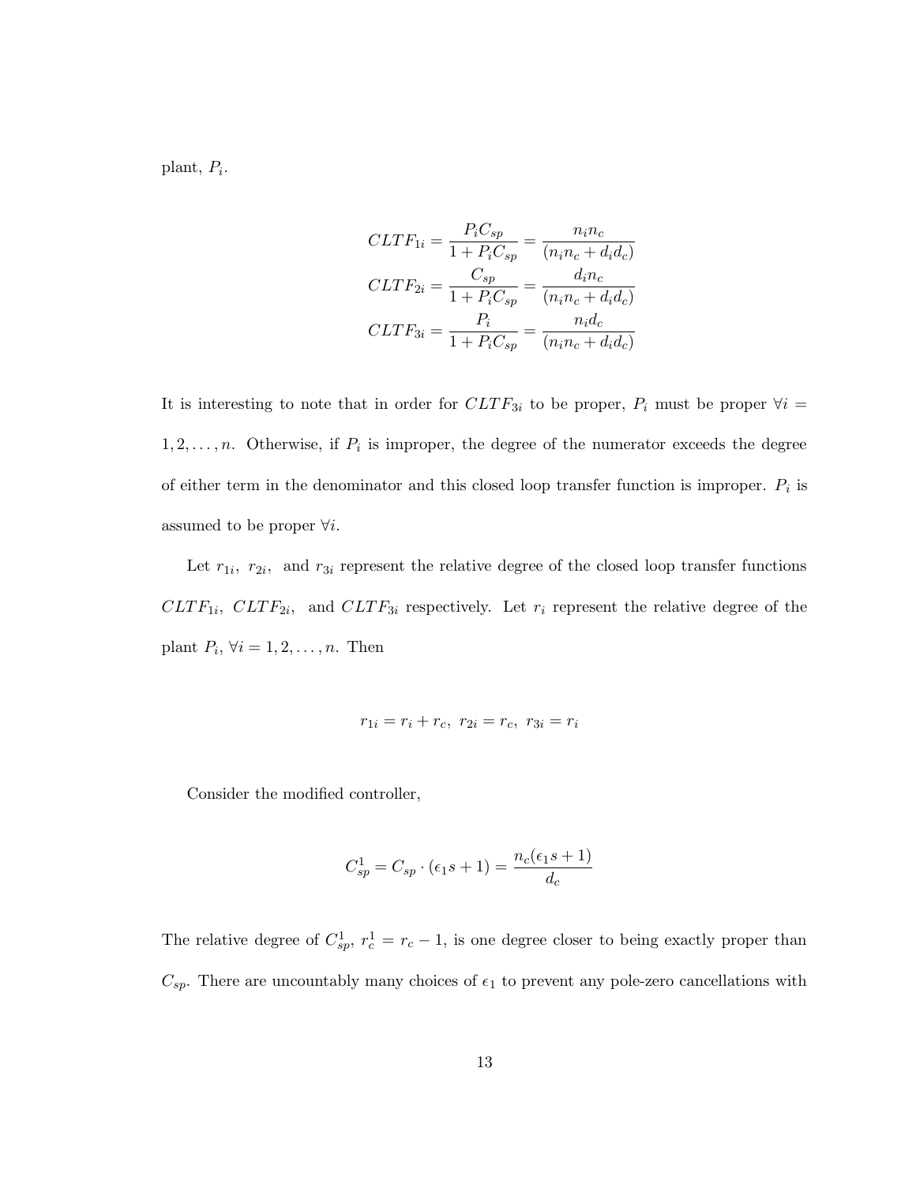plant, $P_i$.

$$
\begin{aligned}
CLTF_{1i} &= \frac{P_i C_{sp}}{1 + P_i C_{sp}} = \frac{n_i n_c}{(n_i n_c + d_i d_c)} \\
CLTF_{2i} &= \frac{C_{sp}}{1 + P_i C_{sp}} = \frac{d_i n_c}{(n_i n_c + d_i d_c)} \\
CLTF_{3i} &= \frac{P_i}{1 + P_i C_{sp}} = \frac{n_i d_c}{(n_i n_c + d_i d_c)}
\end{aligned}
$$

It is interesting to note that in order for $CLTF_{3i}$ to be proper, $P_i$ must be proper $\forall i = 1, 2, \ldots, n$. Otherwise, if $P_i$ is improper, the degree of the numerator exceeds the degree of either term in the denominator and this closed loop transfer function is improper. $P_i$ is assumed to be proper $\forall i$.

Let $r_{1i},\ r_{2i},$ and $r_{3i}$ represent the relative degree of the closed loop transfer functions $CLTF_{1i},\ CLTF_{2i},$ and $CLTF_{3i}$ respectively. Let $r_i$ represent the relative degree of the plant $P_i$, $\forall i = 1, 2, \ldots, n$. Then

$$
r_{1i} = r_i + r_c,\ r_{2i} = r_c,\ r_{3i} = r_i
$$

Consider the modified controller,

$$
C_{sp}^1 = C_{sp} \cdot (\epsilon_1 s + 1) = \frac{n_c(\epsilon_1 s + 1)}{d_c}
$$

The relative degree of $C_{sp}^1$, $r_c^1 = r_c - 1$, is one degree closer to being exactly proper than $C_{sp}$. There are uncountably many choices of $\epsilon_1$ to prevent any pole-zero cancellations with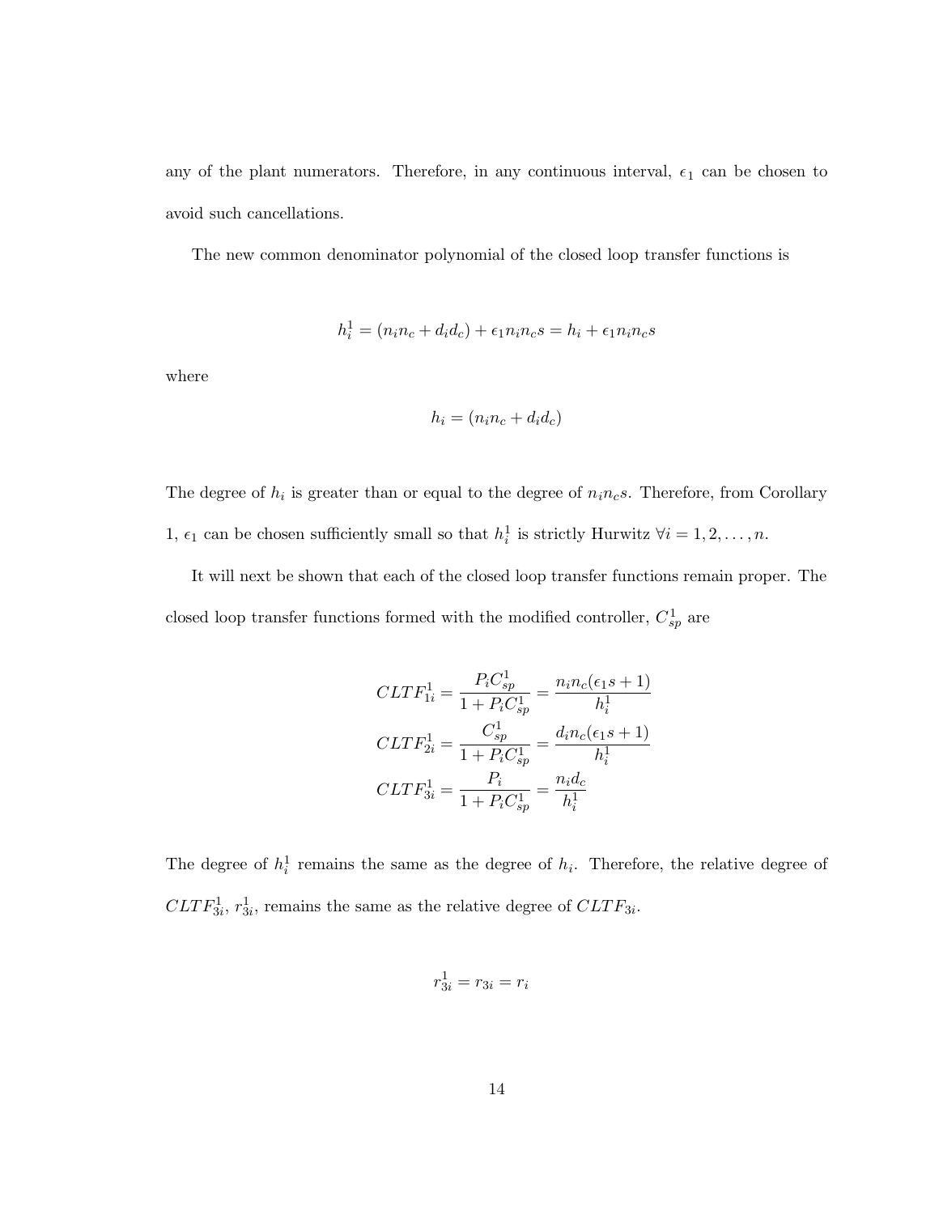any of the plant numerators. Therefore, in any continuous interval, $\epsilon_1$ can be chosen to avoid such cancellations.

The new common denominator polynomial of the closed loop transfer functions is

$$h_i^1 = (n_i n_c + d_i d_c) + \epsilon_1 n_i n_c s = h_i + \epsilon_1 n_i n_c s$$

where

$$h_i = (n_i n_c + d_i d_c)$$

The degree of $h_i$ is greater than or equal to the degree of $n_i n_c s$. Therefore, from Corollary 1, $\epsilon_1$ can be chosen sufficiently small so that $h_i^1$ is strictly Hurwitz $\forall i = 1, 2, \ldots, n$.

It will next be shown that each of the closed loop transfer functions remain proper. The closed loop transfer functions formed with the modified controller, $C_{sp}^1$ are

$$\begin{aligned}
CLTF_{1i}^1 &= \frac{P_i C_{sp}^1}{1 + P_i C_{sp}^1} = \frac{n_i n_c(\epsilon_1 s + 1)}{h_i^1} \\
CLTF_{2i}^1 &= \frac{C_{sp}^1}{1 + P_i C_{sp}^1} = \frac{d_i n_c(\epsilon_1 s + 1)}{h_i^1} \\
CLTF_{3i}^1 &= \frac{P_i}{1 + P_i C_{sp}^1} = \frac{n_i d_c}{h_i^1}
\end{aligned}$$

The degree of $h_i^1$ remains the same as the degree of $h_i$. Therefore, the relative degree of $CLTF_{3i}^1$, $r_{3i}^1$, remains the same as the relative degree of $CLTF_{3i}$.

$$r_{3i}^1 = r_{3i} = r_i$$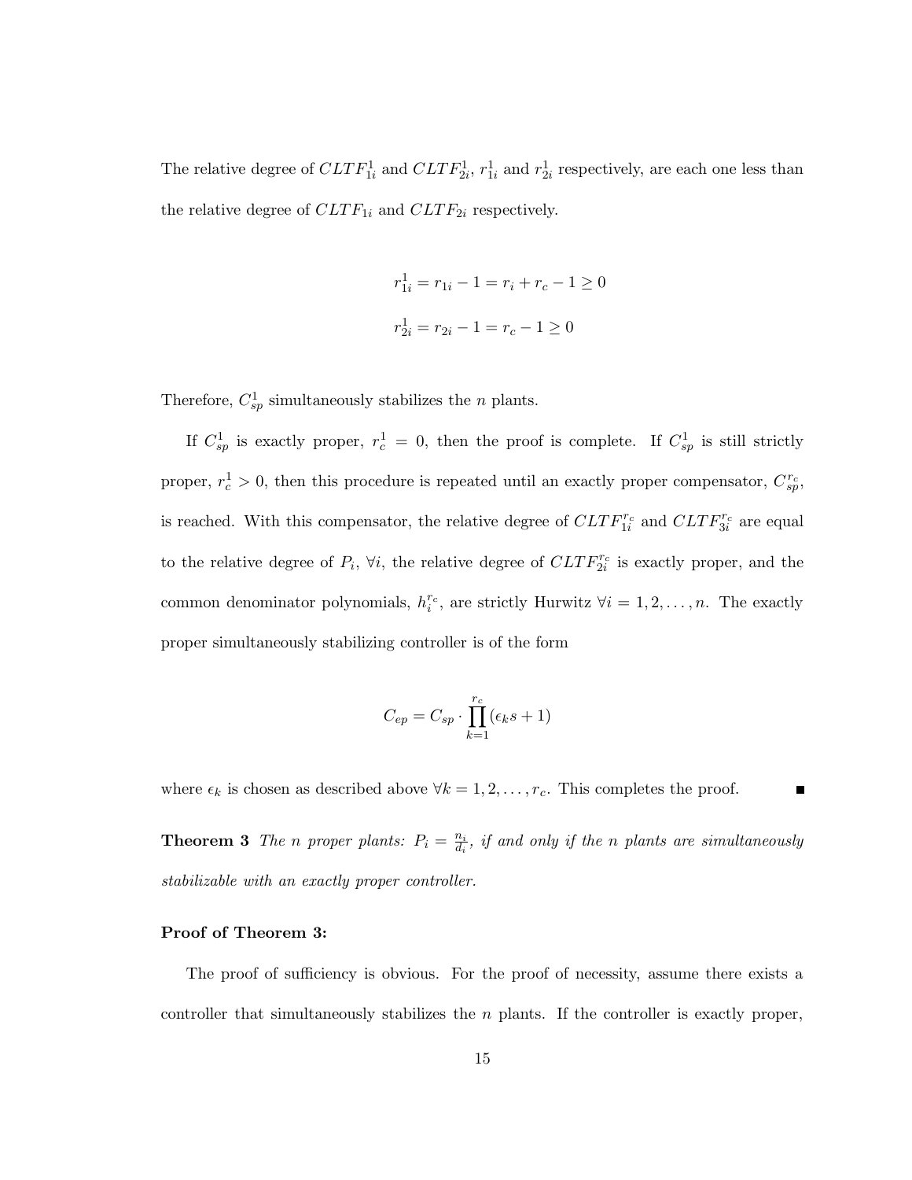The relative degree of $CLTF_{1i}^1$ and $CLTF_{2i}^1$, $r_{1i}^1$ and $r_{2i}^1$ respectively, are each one less than the relative degree of $CLTF_{1i}$ and $CLTF_{2i}$ respectively.

$$r_{1i}^1 = r_{1i} - 1 = r_i + r_c - 1 \geq 0$$

$$r_{2i}^1 = r_{2i} - 1 = r_c - 1 \geq 0$$

Therefore, $C_{sp}^1$ simultaneously stabilizes the $n$ plants.

If $C_{sp}^1$ is exactly proper, $r_c^1 = 0$, then the proof is complete. If $C_{sp}^1$ is still strictly proper, $r_c^1 > 0$, then this procedure is repeated until an exactly proper compensator, $C_{sp}^{r_c}$, is reached. With this compensator, the relative degree of $CLTF_{1i}^{r_c}$ and $CLTF_{3i}^{r_c}$ are equal to the relative degree of $P_i$, $\forall i$, the relative degree of $CLTF_{2i}^{r_c}$ is exactly proper, and the common denominator polynomials, $h_i^{r_c}$, are strictly Hurwitz $\forall i = 1, 2, \ldots, n$. The exactly proper simultaneously stabilizing controller is of the form

$$C_{ep} = C_{sp} \cdot \prod_{k=1}^{r_c} (\epsilon_k s + 1)$$

where $\epsilon_k$ is chosen as described above $\forall k = 1, 2, \ldots, r_c$. This completes the proof. ■

**Theorem 3** *The $n$ proper plants: $P_i = \frac{n_i}{d_i}$, if and only if the $n$ plants are simultaneously stabilizable with an exactly proper controller.*

**Proof of Theorem 3:**

The proof of sufficiency is obvious. For the proof of necessity, assume there exists a controller that simultaneously stabilizes the $n$ plants. If the controller is exactly proper,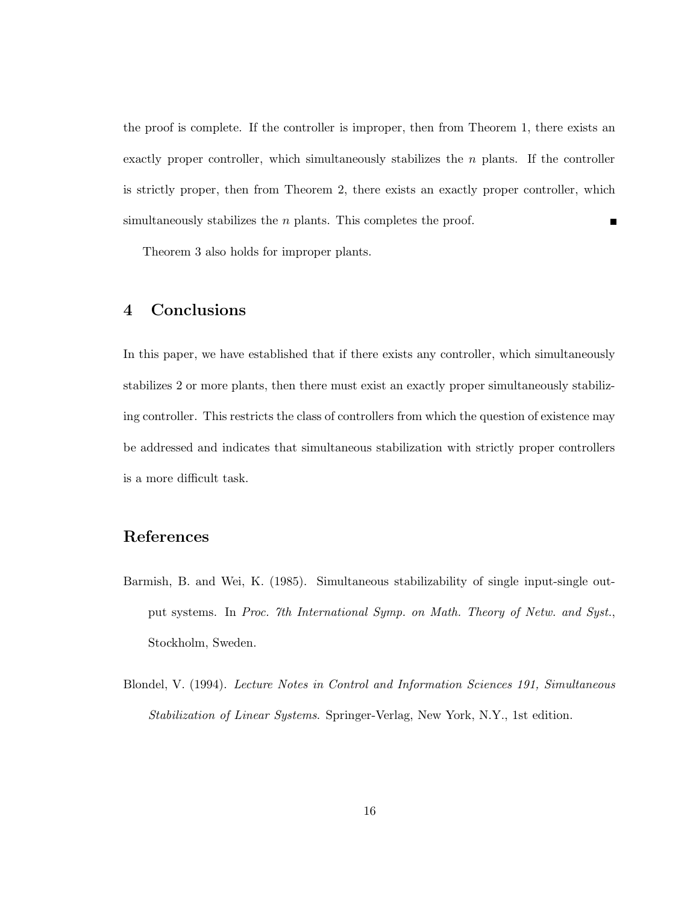the proof is complete. If the controller is improper, then from Theorem 1, there exists an exactly proper controller, which simultaneously stabilizes the $n$ plants. If the controller is strictly proper, then from Theorem 2, there exists an exactly proper controller, which simultaneously stabilizes the $n$ plants. This completes the proof. ∎

Theorem 3 also holds for improper plants.

## 4 Conclusions

In this paper, we have established that if there exists any controller, which simultaneously stabilizes 2 or more plants, then there must exist an exactly proper simultaneously stabilizing controller. This restricts the class of controllers from which the question of existence may be addressed and indicates that simultaneous stabilization with strictly proper controllers is a more difficult task.

## References

Barmish, B. and Wei, K. (1985). Simultaneous stabilizability of single input-single output systems. In *Proc. 7th International Symp. on Math. Theory of Netw. and Syst.*, Stockholm, Sweden.

Blondel, V. (1994). *Lecture Notes in Control and Information Sciences 191, Simultaneous Stabilization of Linear Systems*. Springer-Verlag, New York, N.Y., 1st edition.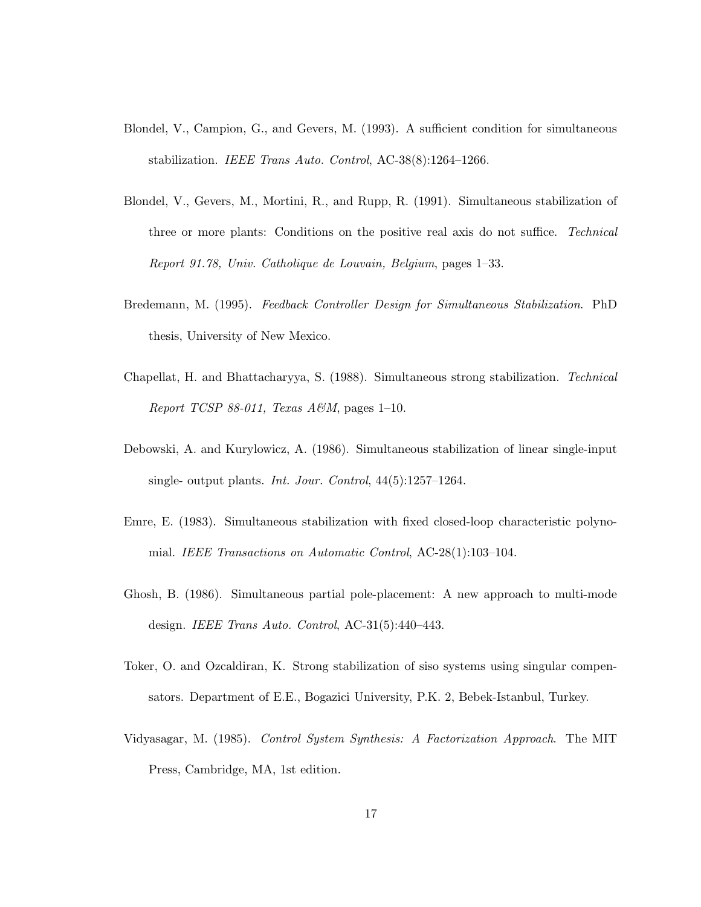Blondel, V., Campion, G., and Gevers, M. (1993). A sufficient condition for simultaneous stabilization. *IEEE Trans Auto. Control*, AC-38(8):1264–1266.

Blondel, V., Gevers, M., Mortini, R., and Rupp, R. (1991). Simultaneous stabilization of three or more plants: Conditions on the positive real axis do not suffice. *Technical Report 91.78, Univ. Catholique de Louvain, Belgium*, pages 1–33.

Bredemann, M. (1995). *Feedback Controller Design for Simultaneous Stabilization*. PhD thesis, University of New Mexico.

Chapellat, H. and Bhattacharyya, S. (1988). Simultaneous strong stabilization. *Technical Report TCSP 88-011, Texas A&M*, pages 1–10.

Debowski, A. and Kurylowicz, A. (1986). Simultaneous stabilization of linear single-input single- output plants. *Int. Jour. Control*, 44(5):1257–1264.

Emre, E. (1983). Simultaneous stabilization with fixed closed-loop characteristic polynomial. *IEEE Transactions on Automatic Control*, AC-28(1):103–104.

Ghosh, B. (1986). Simultaneous partial pole-placement: A new approach to multi-mode design. *IEEE Trans Auto. Control*, AC-31(5):440–443.

Toker, O. and Ozcaldiran, K. Strong stabilization of siso systems using singular compensators. Department of E.E., Bogazici University, P.K. 2, Bebek-Istanbul, Turkey.

Vidyasagar, M. (1985). *Control System Synthesis: A Factorization Approach*. The MIT Press, Cambridge, MA, 1st edition.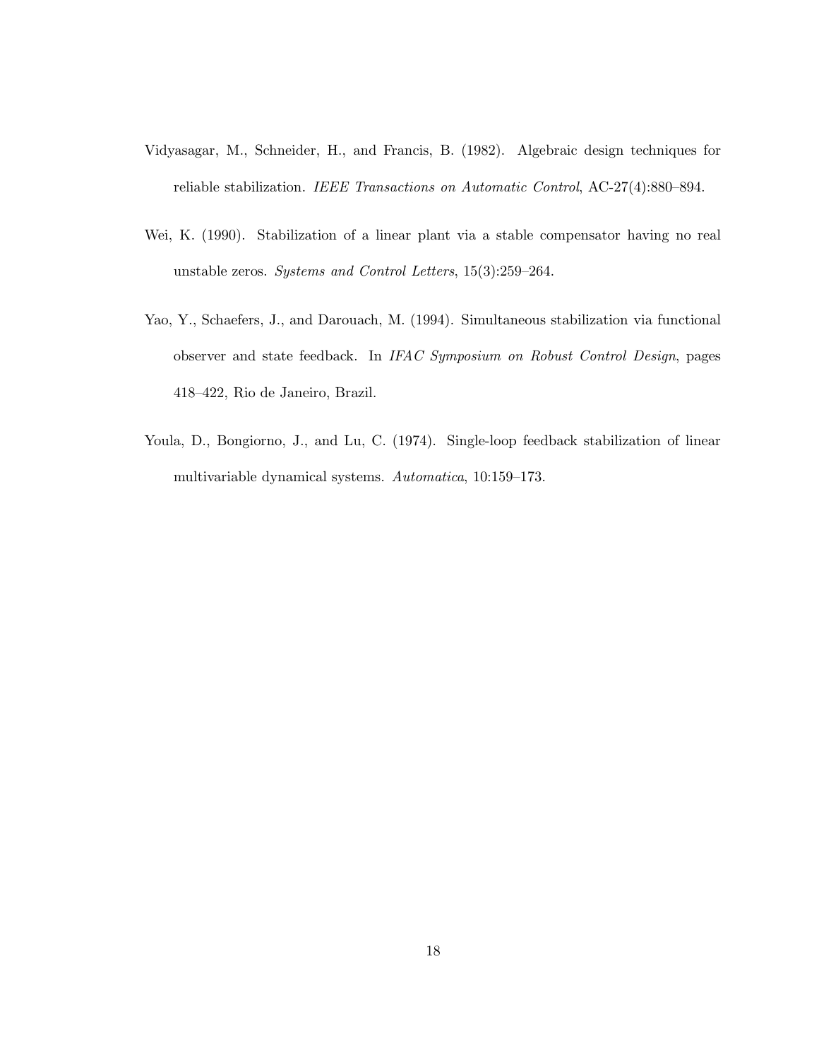Vidyasagar, M., Schneider, H., and Francis, B. (1982). Algebraic design techniques for reliable stabilization. *IEEE Transactions on Automatic Control*, AC-27(4):880–894.

Wei, K. (1990). Stabilization of a linear plant via a stable compensator having no real unstable zeros. *Systems and Control Letters*, 15(3):259–264.

Yao, Y., Schaefers, J., and Darouach, M. (1994). Simultaneous stabilization via functional observer and state feedback. In *IFAC Symposium on Robust Control Design*, pages 418–422, Rio de Janeiro, Brazil.

Youla, D., Bongiorno, J., and Lu, C. (1974). Single-loop feedback stabilization of linear multivariable dynamical systems. *Automatica*, 10:159–173.